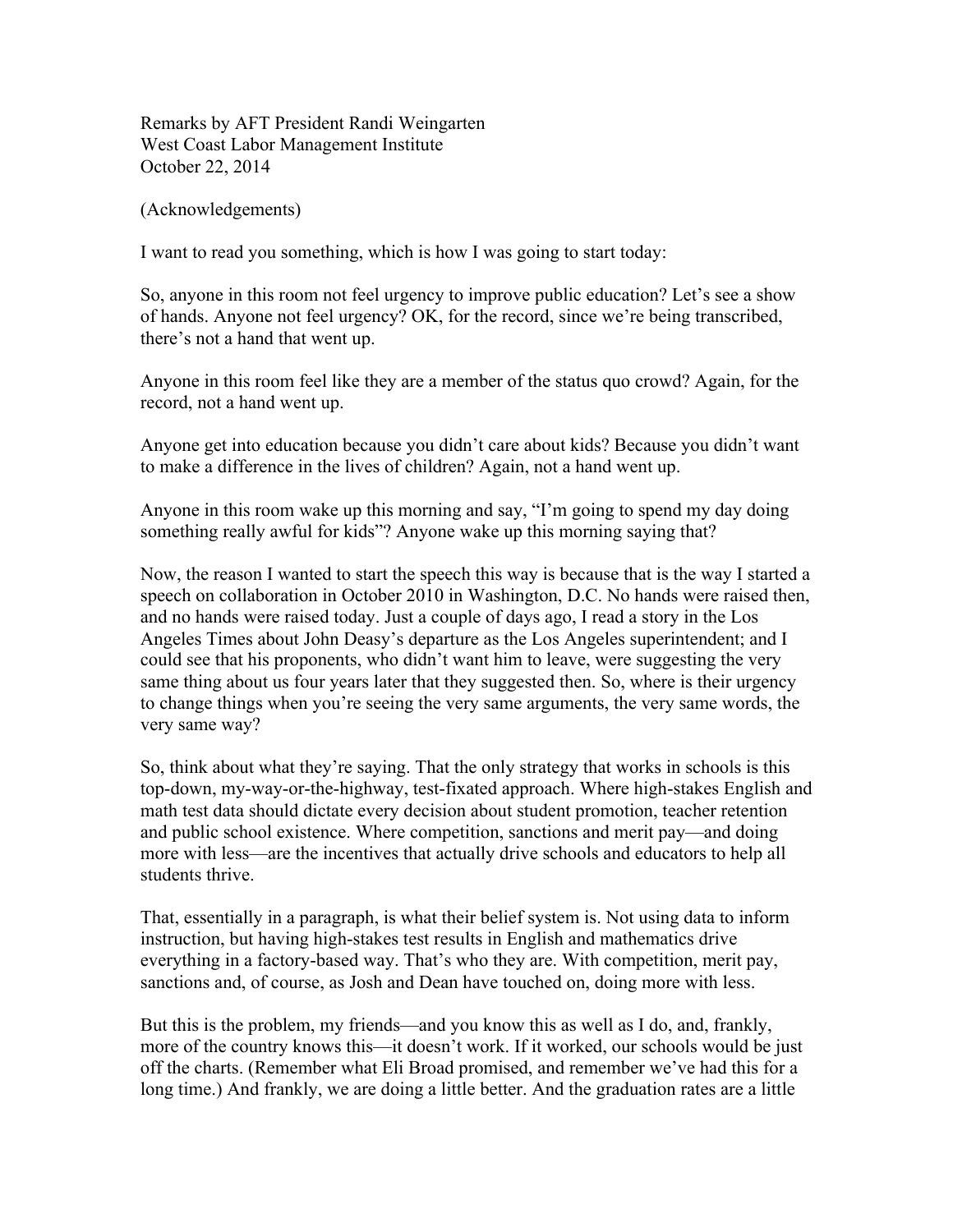Remarks by AFT President Randi Weingarten
West Coast Labor Management Institute
October 22, 2014

(Acknowledgements)

I want to read you something, which is how I was going to start today:

So, anyone in this room not feel urgency to improve public education? Let's see a show of hands. Anyone not feel urgency? OK, for the record, since we're being transcribed, there's not a hand that went up.

Anyone in this room feel like they are a member of the status quo crowd? Again, for the record, not a hand went up.

Anyone get into education because you didn't care about kids? Because you didn't want to make a difference in the lives of children? Again, not a hand went up.

Anyone in this room wake up this morning and say, "I'm going to spend my day doing something really awful for kids"? Anyone wake up this morning saying that?

Now, the reason I wanted to start the speech this way is because that is the way I started a speech on collaboration in October 2010 in Washington, D.C. No hands were raised then, and no hands were raised today. Just a couple of days ago, I read a story in the Los Angeles Times about John Deasy's departure as the Los Angeles superintendent; and I could see that his proponents, who didn't want him to leave, were suggesting the very same thing about us four years later that they suggested then. So, where is their urgency to change things when you're seeing the very same arguments, the very same words, the very same way?

So, think about what they're saying. That the only strategy that works in schools is this top-down, my-way-or-the-highway, test-fixated approach. Where high-stakes English and math test data should dictate every decision about student promotion, teacher retention and public school existence. Where competition, sanctions and merit pay—and doing more with less—are the incentives that actually drive schools and educators to help all students thrive.

That, essentially in a paragraph, is what their belief system is. Not using data to inform instruction, but having high-stakes test results in English and mathematics drive everything in a factory-based way. That's who they are. With competition, merit pay, sanctions and, of course, as Josh and Dean have touched on, doing more with less.

But this is the problem, my friends—and you know this as well as I do, and, frankly, more of the country knows this—it doesn't work. If it worked, our schools would be just off the charts. (Remember what Eli Broad promised, and remember we've had this for a long time.) And frankly, we are doing a little better. And the graduation rates are a little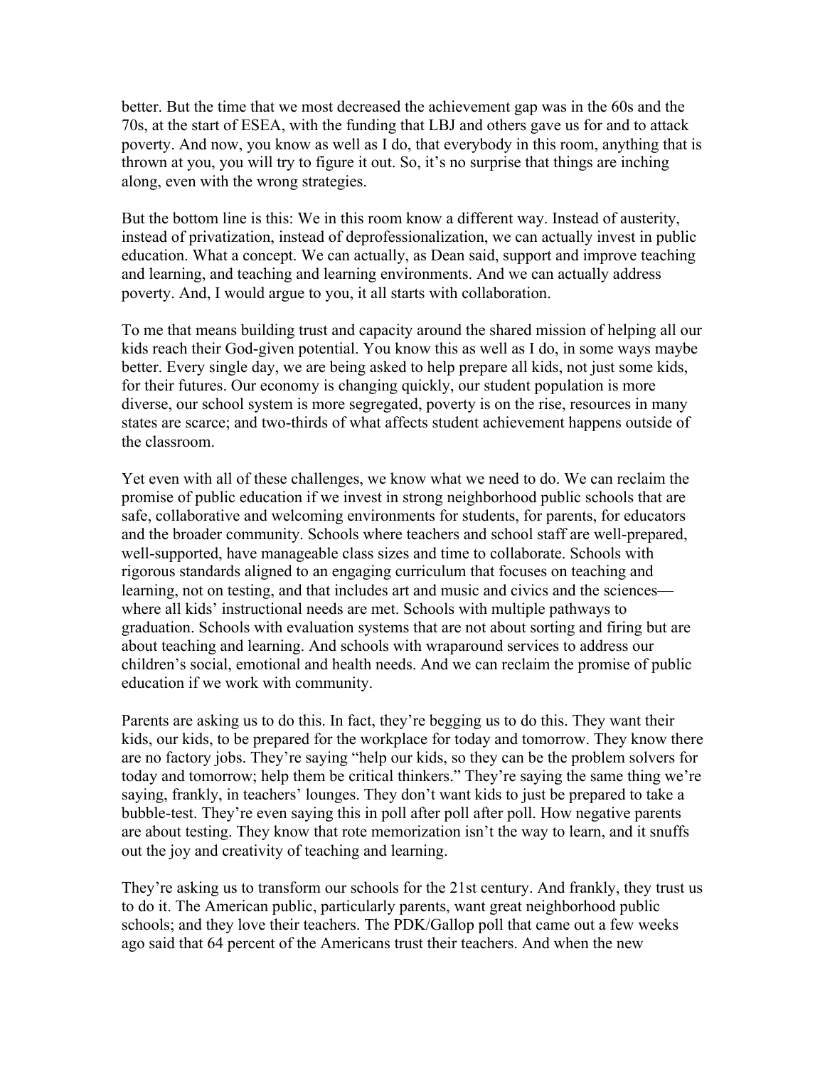better. But the time that we most decreased the achievement gap was in the 60s and the 70s, at the start of ESEA, with the funding that LBJ and others gave us for and to attack poverty. And now, you know as well as I do, that everybody in this room, anything that is thrown at you, you will try to figure it out. So, it's no surprise that things are inching along, even with the wrong strategies.

But the bottom line is this: We in this room know a different way. Instead of austerity, instead of privatization, instead of deprofessionalization, we can actually invest in public education. What a concept. We can actually, as Dean said, support and improve teaching and learning, and teaching and learning environments. And we can actually address poverty. And, I would argue to you, it all starts with collaboration.

To me that means building trust and capacity around the shared mission of helping all our kids reach their God-given potential. You know this as well as I do, in some ways maybe better. Every single day, we are being asked to help prepare all kids, not just some kids, for their futures. Our economy is changing quickly, our student population is more diverse, our school system is more segregated, poverty is on the rise, resources in many states are scarce; and two-thirds of what affects student achievement happens outside of the classroom.

Yet even with all of these challenges, we know what we need to do. We can reclaim the promise of public education if we invest in strong neighborhood public schools that are safe, collaborative and welcoming environments for students, for parents, for educators and the broader community. Schools where teachers and school staff are well-prepared, well-supported, have manageable class sizes and time to collaborate. Schools with rigorous standards aligned to an engaging curriculum that focuses on teaching and learning, not on testing, and that includes art and music and civics and the sciences—where all kids' instructional needs are met. Schools with multiple pathways to graduation. Schools with evaluation systems that are not about sorting and firing but are about teaching and learning. And schools with wraparound services to address our children's social, emotional and health needs. And we can reclaim the promise of public education if we work with community.

Parents are asking us to do this. In fact, they're begging us to do this. They want their kids, our kids, to be prepared for the workplace for today and tomorrow. They know there are no factory jobs. They're saying "help our kids, so they can be the problem solvers for today and tomorrow; help them be critical thinkers." They're saying the same thing we're saying, frankly, in teachers' lounges. They don't want kids to just be prepared to take a bubble-test. They're even saying this in poll after poll after poll. How negative parents are about testing. They know that rote memorization isn't the way to learn, and it snuffs out the joy and creativity of teaching and learning.

They're asking us to transform our schools for the 21st century. And frankly, they trust us to do it. The American public, particularly parents, want great neighborhood public schools; and they love their teachers. The PDK/Gallop poll that came out a few weeks ago said that 64 percent of the Americans trust their teachers. And when the new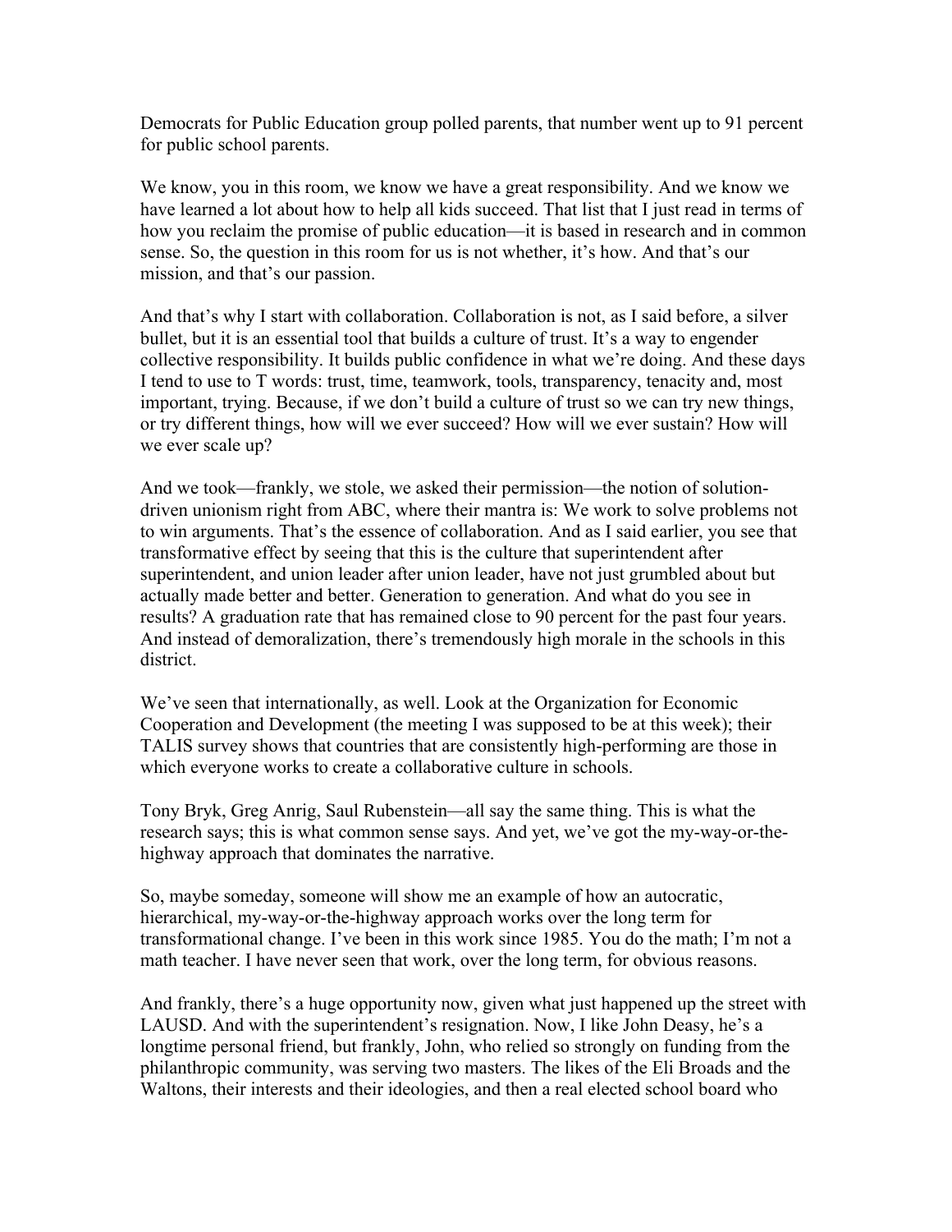Democrats for Public Education group polled parents, that number went up to 91 percent for public school parents.

We know, you in this room, we know we have a great responsibility. And we know we have learned a lot about how to help all kids succeed. That list that I just read in terms of how you reclaim the promise of public education—it is based in research and in common sense. So, the question in this room for us is not whether, it's how. And that's our mission, and that's our passion.

And that's why I start with collaboration. Collaboration is not, as I said before, a silver bullet, but it is an essential tool that builds a culture of trust. It's a way to engender collective responsibility. It builds public confidence in what we're doing. And these days I tend to use to T words: trust, time, teamwork, tools, transparency, tenacity and, most important, trying. Because, if we don't build a culture of trust so we can try new things, or try different things, how will we ever succeed? How will we ever sustain? How will we ever scale up?

And we took—frankly, we stole, we asked their permission—the notion of solution-driven unionism right from ABC, where their mantra is: We work to solve problems not to win arguments. That's the essence of collaboration. And as I said earlier, you see that transformative effect by seeing that this is the culture that superintendent after superintendent, and union leader after union leader, have not just grumbled about but actually made better and better. Generation to generation. And what do you see in results? A graduation rate that has remained close to 90 percent for the past four years. And instead of demoralization, there's tremendously high morale in the schools in this district.

We've seen that internationally, as well. Look at the Organization for Economic Cooperation and Development (the meeting I was supposed to be at this week); their TALIS survey shows that countries that are consistently high-performing are those in which everyone works to create a collaborative culture in schools.

Tony Bryk, Greg Anrig, Saul Rubenstein—all say the same thing. This is what the research says; this is what common sense says. And yet, we've got the my-way-or-the-highway approach that dominates the narrative.

So, maybe someday, someone will show me an example of how an autocratic, hierarchical, my-way-or-the-highway approach works over the long term for transformational change. I've been in this work since 1985. You do the math; I'm not a math teacher. I have never seen that work, over the long term, for obvious reasons.

And frankly, there's a huge opportunity now, given what just happened up the street with LAUSD. And with the superintendent's resignation. Now, I like John Deasy, he's a longtime personal friend, but frankly, John, who relied so strongly on funding from the philanthropic community, was serving two masters. The likes of the Eli Broads and the Waltons, their interests and their ideologies, and then a real elected school board who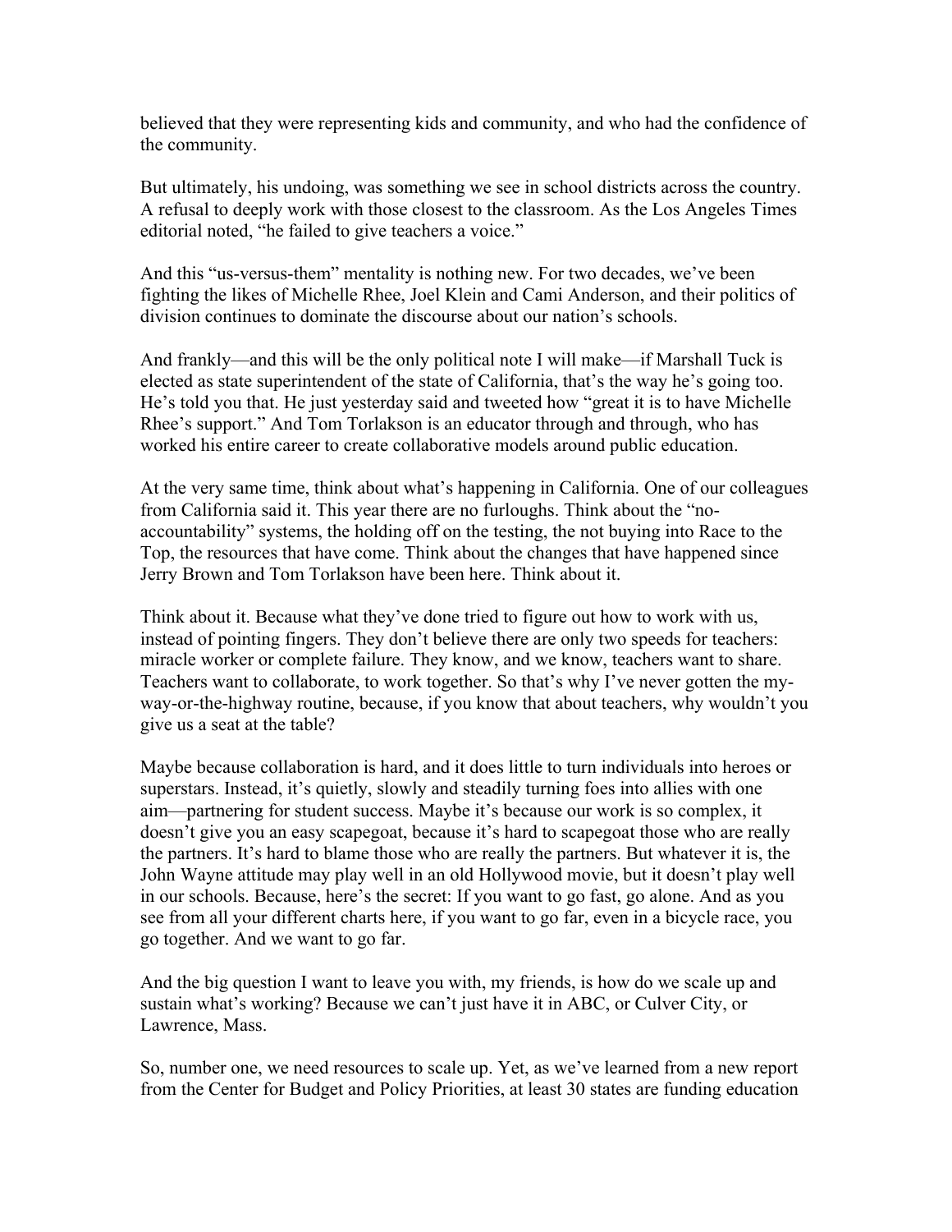believed that they were representing kids and community, and who had the confidence of the community.

But ultimately, his undoing, was something we see in school districts across the country. A refusal to deeply work with those closest to the classroom. As the Los Angeles Times editorial noted, "he failed to give teachers a voice."

And this "us-versus-them" mentality is nothing new. For two decades, we've been fighting the likes of Michelle Rhee, Joel Klein and Cami Anderson, and their politics of division continues to dominate the discourse about our nation's schools.

And frankly—and this will be the only political note I will make—if Marshall Tuck is elected as state superintendent of the state of California, that's the way he's going too. He's told you that. He just yesterday said and tweeted how "great it is to have Michelle Rhee's support." And Tom Torlakson is an educator through and through, who has worked his entire career to create collaborative models around public education.

At the very same time, think about what's happening in California. One of our colleagues from California said it. This year there are no furloughs. Think about the "no-accountability" systems, the holding off on the testing, the not buying into Race to the Top, the resources that have come. Think about the changes that have happened since Jerry Brown and Tom Torlakson have been here. Think about it.

Think about it. Because what they've done tried to figure out how to work with us, instead of pointing fingers. They don't believe there are only two speeds for teachers: miracle worker or complete failure. They know, and we know, teachers want to share. Teachers want to collaborate, to work together. So that's why I've never gotten the my-way-or-the-highway routine, because, if you know that about teachers, why wouldn't you give us a seat at the table?

Maybe because collaboration is hard, and it does little to turn individuals into heroes or superstars. Instead, it's quietly, slowly and steadily turning foes into allies with one aim—partnering for student success. Maybe it's because our work is so complex, it doesn't give you an easy scapegoat, because it's hard to scapegoat those who are really the partners. It's hard to blame those who are really the partners. But whatever it is, the John Wayne attitude may play well in an old Hollywood movie, but it doesn't play well in our schools. Because, here's the secret: If you want to go fast, go alone. And as you see from all your different charts here, if you want to go far, even in a bicycle race, you go together. And we want to go far.

And the big question I want to leave you with, my friends, is how do we scale up and sustain what's working? Because we can't just have it in ABC, or Culver City, or Lawrence, Mass.

So, number one, we need resources to scale up. Yet, as we've learned from a new report from the Center for Budget and Policy Priorities, at least 30 states are funding education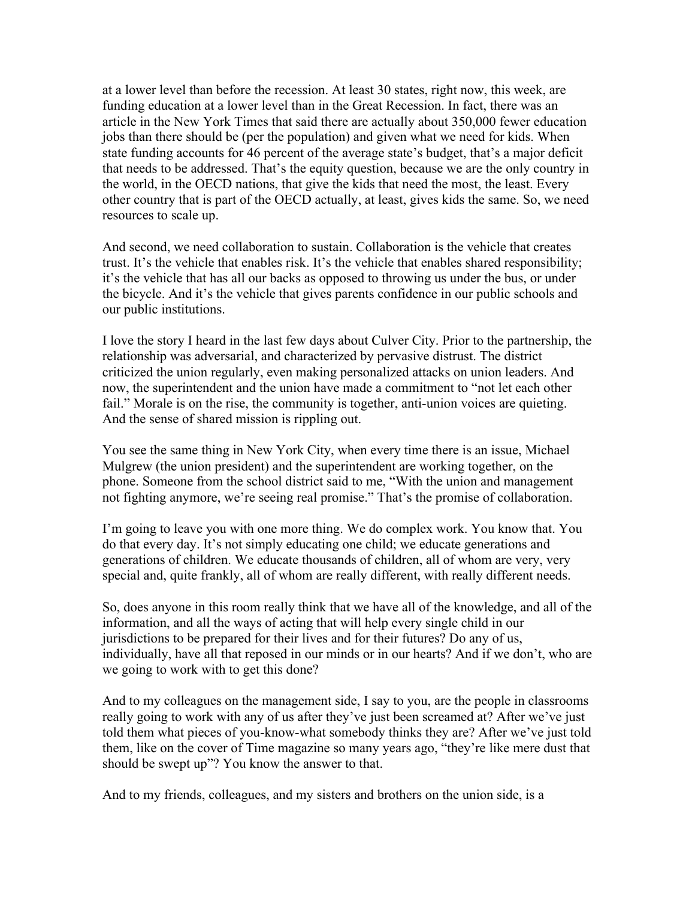at a lower level than before the recession. At least 30 states, right now, this week, are funding education at a lower level than in the Great Recession. In fact, there was an article in the New York Times that said there are actually about 350,000 fewer education jobs than there should be (per the population) and given what we need for kids. When state funding accounts for 46 percent of the average state's budget, that's a major deficit that needs to be addressed. That's the equity question, because we are the only country in the world, in the OECD nations, that give the kids that need the most, the least. Every other country that is part of the OECD actually, at least, gives kids the same. So, we need resources to scale up.

And second, we need collaboration to sustain. Collaboration is the vehicle that creates trust. It's the vehicle that enables risk. It's the vehicle that enables shared responsibility; it's the vehicle that has all our backs as opposed to throwing us under the bus, or under the bicycle. And it's the vehicle that gives parents confidence in our public schools and our public institutions.

I love the story I heard in the last few days about Culver City. Prior to the partnership, the relationship was adversarial, and characterized by pervasive distrust. The district criticized the union regularly, even making personalized attacks on union leaders. And now, the superintendent and the union have made a commitment to "not let each other fail." Morale is on the rise, the community is together, anti-union voices are quieting. And the sense of shared mission is rippling out.

You see the same thing in New York City, when every time there is an issue, Michael Mulgrew (the union president) and the superintendent are working together, on the phone. Someone from the school district said to me, "With the union and management not fighting anymore, we're seeing real promise." That's the promise of collaboration.

I'm going to leave you with one more thing. We do complex work. You know that. You do that every day. It's not simply educating one child; we educate generations and generations of children. We educate thousands of children, all of whom are very, very special and, quite frankly, all of whom are really different, with really different needs.

So, does anyone in this room really think that we have all of the knowledge, and all of the information, and all the ways of acting that will help every single child in our jurisdictions to be prepared for their lives and for their futures? Do any of us, individually, have all that reposed in our minds or in our hearts? And if we don't, who are we going to work with to get this done?

And to my colleagues on the management side, I say to you, are the people in classrooms really going to work with any of us after they've just been screamed at? After we've just told them what pieces of you-know-what somebody thinks they are? After we've just told them, like on the cover of Time magazine so many years ago, "they're like mere dust that should be swept up"? You know the answer to that.

And to my friends, colleagues, and my sisters and brothers on the union side, is a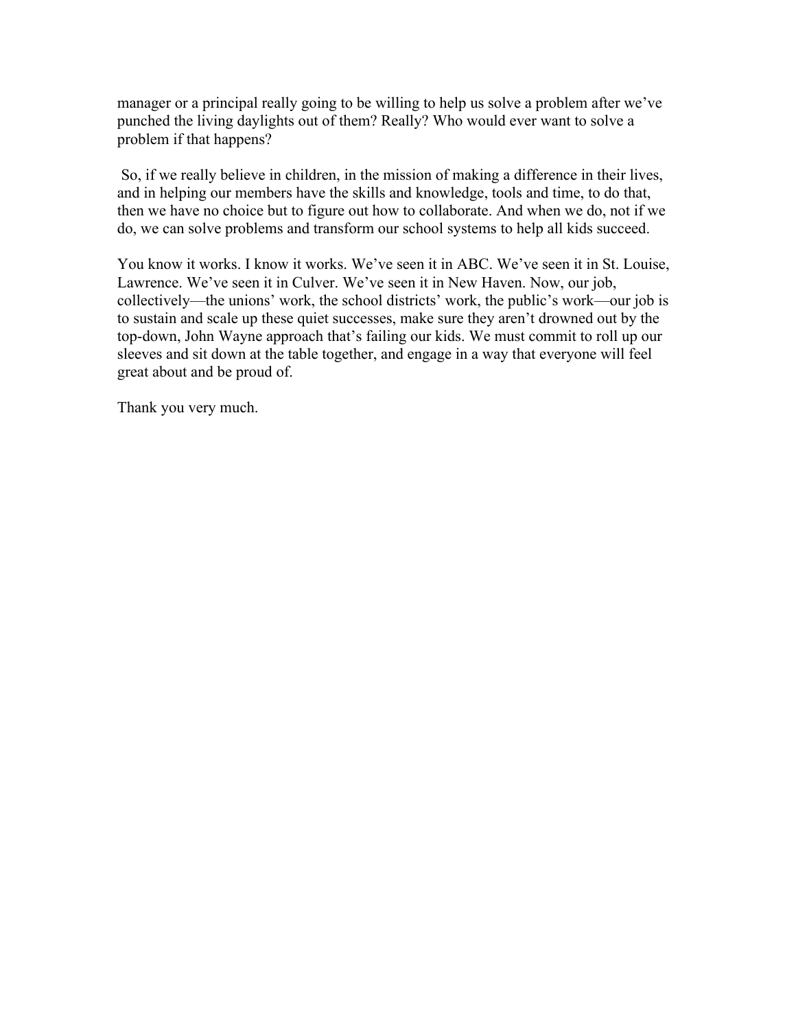manager or a principal really going to be willing to help us solve a problem after we've punched the living daylights out of them? Really? Who would ever want to solve a problem if that happens?

So, if we really believe in children, in the mission of making a difference in their lives, and in helping our members have the skills and knowledge, tools and time, to do that, then we have no choice but to figure out how to collaborate. And when we do, not if we do, we can solve problems and transform our school systems to help all kids succeed.

You know it works. I know it works. We've seen it in ABC. We've seen it in St. Louise, Lawrence. We've seen it in Culver. We've seen it in New Haven. Now, our job, collectively—the unions' work, the school districts' work, the public's work—our job is to sustain and scale up these quiet successes, make sure they aren't drowned out by the top-down, John Wayne approach that's failing our kids. We must commit to roll up our sleeves and sit down at the table together, and engage in a way that everyone will feel great about and be proud of.

Thank you very much.